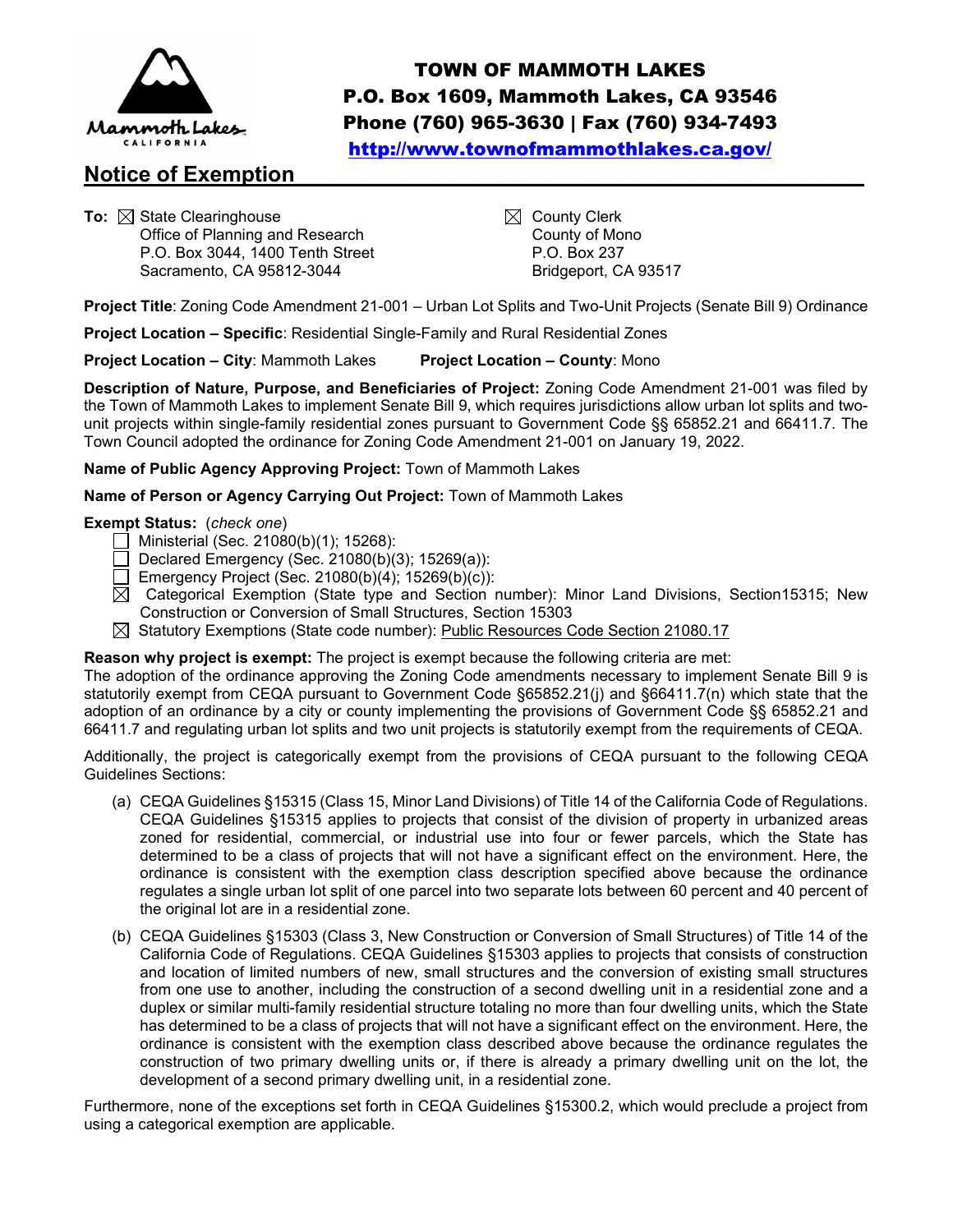# TOWN OF MAMMOTH LAKES

**P.O. Box 1609, Mammoth Lakes, CA 93546**
**Phone (760) 965-3630 | Fax (760) 934-7493**
**http://www.townofmammothlakes.ca.gov/**

## Notice of Exemption

**To:** ☒ State Clearinghouse
Office of Planning and Research
P.O. Box 3044, 1400 Tenth Street
Sacramento, CA 95812-3044

☒ County Clerk
County of Mono
P.O. Box 237
Bridgeport, CA 93517

**Project Title**: Zoning Code Amendment 21-001 – Urban Lot Splits and Two-Unit Projects (Senate Bill 9) Ordinance

**Project Location – Specific**: Residential Single-Family and Rural Residential Zones

**Project Location – City**: Mammoth Lakes **Project Location – County**: Mono

**Description of Nature, Purpose, and Beneficiaries of Project:** Zoning Code Amendment 21-001 was filed by the Town of Mammoth Lakes to implement Senate Bill 9, which requires jurisdictions allow urban lot splits and two-unit projects within single-family residential zones pursuant to Government Code §§ 65852.21 and 66411.7. The Town Council adopted the ordinance for Zoning Code Amendment 21-001 on January 19, 2022.

**Name of Public Agency Approving Project:** Town of Mammoth Lakes

**Name of Person or Agency Carrying Out Project:** Town of Mammoth Lakes

**Exempt Status:** (*check one*)

- ☐ Ministerial (Sec. 21080(b)(1); 15268):
- ☐ Declared Emergency (Sec. 21080(b)(3); 15269(a)):
- ☐ Emergency Project (Sec. 21080(b)(4); 15269(b)(c)):
- ☒ Categorical Exemption (State type and Section number): Minor Land Divisions, Section15315; New Construction or Conversion of Small Structures, Section 15303
- ☒ Statutory Exemptions (State code number): Public Resources Code Section 21080.17

**Reason why project is exempt:** The project is exempt because the following criteria are met:

The adoption of the ordinance approving the Zoning Code amendments necessary to implement Senate Bill 9 is statutorily exempt from CEQA pursuant to Government Code §65852.21(j) and §66411.7(n) which state that the adoption of an ordinance by a city or county implementing the provisions of Government Code §§ 65852.21 and 66411.7 and regulating urban lot splits and two unit projects is statutorily exempt from the requirements of CEQA.

Additionally, the project is categorically exempt from the provisions of CEQA pursuant to the following CEQA Guidelines Sections:

(a) CEQA Guidelines §15315 (Class 15, Minor Land Divisions) of Title 14 of the California Code of Regulations. CEQA Guidelines §15315 applies to projects that consist of the division of property in urbanized areas zoned for residential, commercial, or industrial use into four or fewer parcels, which the State has determined to be a class of projects that will not have a significant effect on the environment. Here, the ordinance is consistent with the exemption class description specified above because the ordinance regulates a single urban lot split of one parcel into two separate lots between 60 percent and 40 percent of the original lot are in a residential zone.

(b) CEQA Guidelines §15303 (Class 3, New Construction or Conversion of Small Structures) of Title 14 of the California Code of Regulations. CEQA Guidelines §15303 applies to projects that consists of construction and location of limited numbers of new, small structures and the conversion of existing small structures from one use to another, including the construction of a second dwelling unit in a residential zone and a duplex or similar multi-family residential structure totaling no more than four dwelling units, which the State has determined to be a class of projects that will not have a significant effect on the environment. Here, the ordinance is consistent with the exemption class described above because the ordinance regulates the construction of two primary dwelling units or, if there is already a primary dwelling unit on the lot, the development of a second primary dwelling unit, in a residential zone.

Furthermore, none of the exceptions set forth in CEQA Guidelines §15300.2, which would preclude a project from using a categorical exemption are applicable.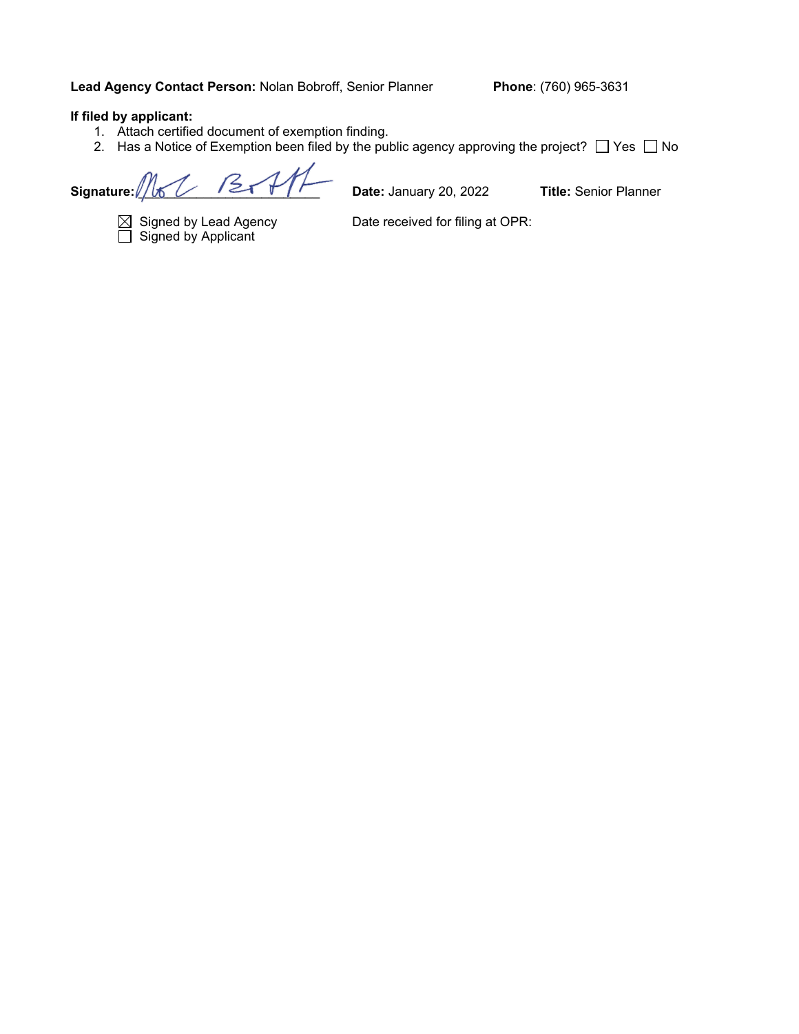**Lead Agency Contact Person:** Nolan Bobroff, Senior Planner **Phone**: (760) 965-3631

**If filed by applicant:**

1. Attach certified document of exemption finding.
2. Has a Notice of Exemption been filed by the public agency approving the project? ☐ Yes ☐ No

**Signature:** ______________________ **Date:** January 20, 2022 **Title:** Senior Planner

☒ Signed by Lead Agency
☐ Signed by Applicant

Date received for filing at OPR: